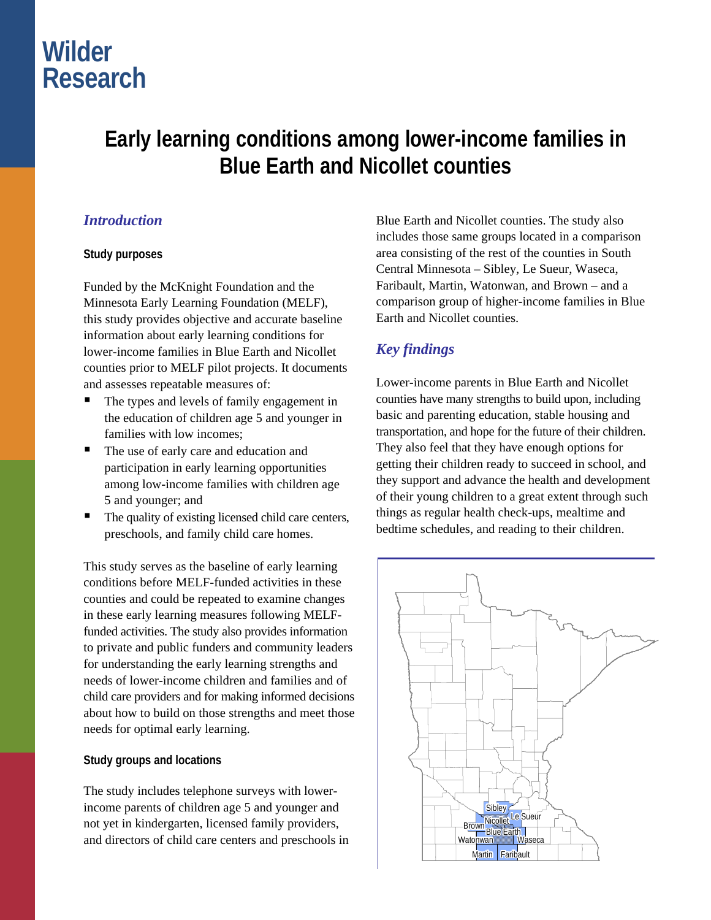Wilder Research

# Early learning conditions among lower-income families in Blue Earth and Nicollet counties

## *Introduction*

### Study purposes

Funded by the McKnight Foundation and the Minnesota Early Learning Foundation (MELF), this study provides objective and accurate baseline information about early learning conditions for lower-income families in Blue Earth and Nicollet counties prior to MELF pilot projects. It documents and assesses repeatable measures of:

- The types and levels of family engagement in the education of children age 5 and younger in families with low incomes;
- The use of early care and education and participation in early learning opportunities among low-income families with children age 5 and younger; and
- The quality of existing licensed child care centers, preschools, and family child care homes.

This study serves as the baseline of early learning conditions before MELF-funded activities in these counties and could be repeated to examine changes in these early learning measures following MELF-funded activities. The study also provides information to private and public funders and community leaders for understanding the early learning strengths and needs of lower-income children and families and of child care providers and for making informed decisions about how to build on those strengths and meet those needs for optimal early learning.

### Study groups and locations

The study includes telephone surveys with lower-income parents of children age 5 and younger and not yet in kindergarten, licensed family providers, and directors of child care centers and preschools in Blue Earth and Nicollet counties. The study also includes those same groups located in a comparison area consisting of the rest of the counties in South Central Minnesota – Sibley, Le Sueur, Waseca, Faribault, Martin, Watonwan, and Brown – and a comparison group of higher-income families in Blue Earth and Nicollet counties.

## *Key findings*

Lower-income parents in Blue Earth and Nicollet counties have many strengths to build upon, including basic and parenting education, stable housing and transportation, and hope for the future of their children. They also feel that they have enough options for getting their children ready to succeed in school, and they support and advance the health and development of their young children to a great extent through such things as regular health check-ups, mealtime and bedtime schedules, and reading to their children.

Sibley
Nicollet
Le Sueur
Brown
Blue Earth
Watonwan
Waseca
Martin
Faribault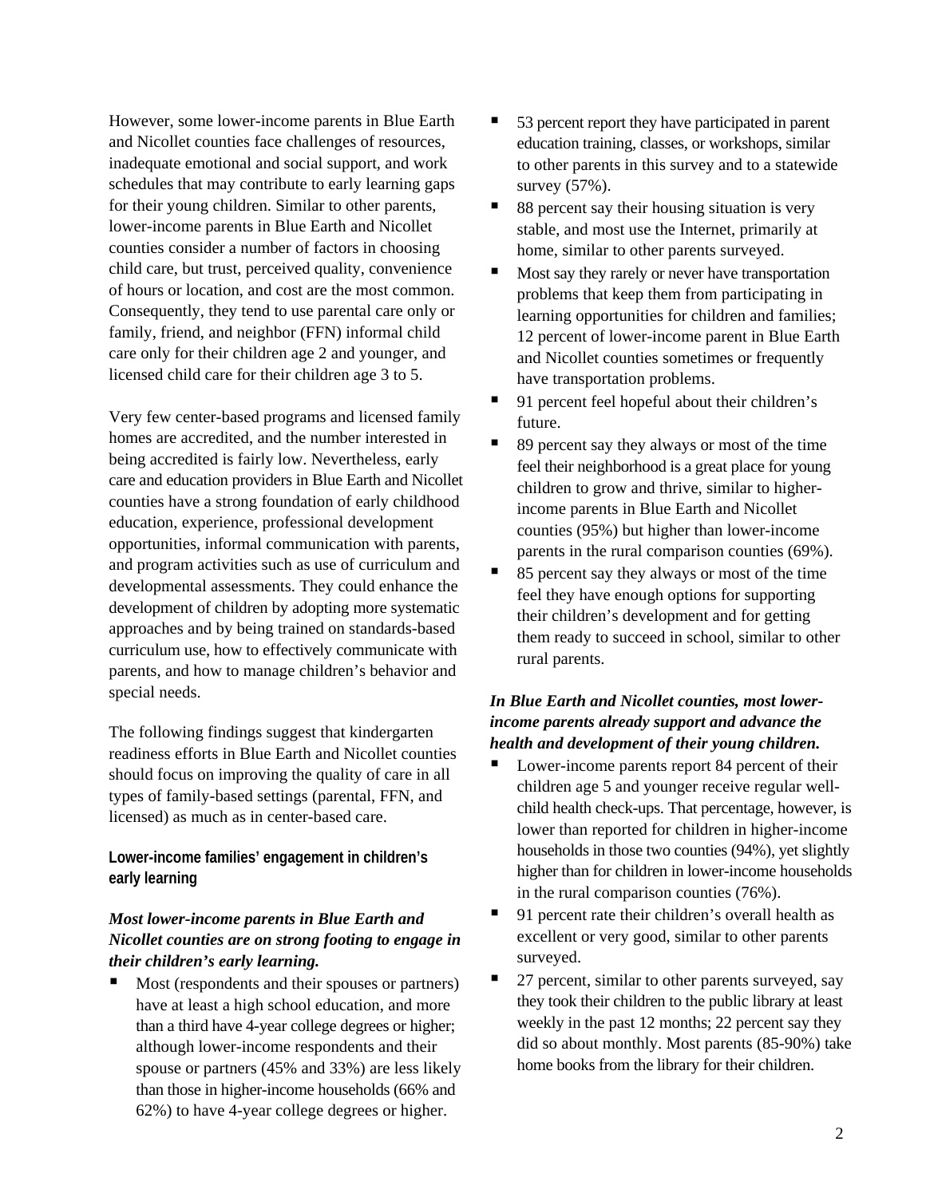However, some lower-income parents in Blue Earth and Nicollet counties face challenges of resources, inadequate emotional and social support, and work schedules that may contribute to early learning gaps for their young children. Similar to other parents, lower-income parents in Blue Earth and Nicollet counties consider a number of factors in choosing child care, but trust, perceived quality, convenience of hours or location, and cost are the most common. Consequently, they tend to use parental care only or family, friend, and neighbor (FFN) informal child care only for their children age 2 and younger, and licensed child care for their children age 3 to 5.

Very few center-based programs and licensed family homes are accredited, and the number interested in being accredited is fairly low. Nevertheless, early care and education providers in Blue Earth and Nicollet counties have a strong foundation of early childhood education, experience, professional development opportunities, informal communication with parents, and program activities such as use of curriculum and developmental assessments. They could enhance the development of children by adopting more systematic approaches and by being trained on standards-based curriculum use, how to effectively communicate with parents, and how to manage children's behavior and special needs.

The following findings suggest that kindergarten readiness efforts in Blue Earth and Nicollet counties should focus on improving the quality of care in all types of family-based settings (parental, FFN, and licensed) as much as in center-based care.

**Lower-income families' engagement in children's early learning**

***Most lower-income parents in Blue Earth and Nicollet counties are on strong footing to engage in their children's early learning.***

- Most (respondents and their spouses or partners) have at least a high school education, and more than a third have 4-year college degrees or higher; although lower-income respondents and their spouse or partners (45% and 33%) are less likely than those in higher-income households (66% and 62%) to have 4-year college degrees or higher.
- 53 percent report they have participated in parent education training, classes, or workshops, similar to other parents in this survey and to a statewide survey (57%).
- 88 percent say their housing situation is very stable, and most use the Internet, primarily at home, similar to other parents surveyed.
- Most say they rarely or never have transportation problems that keep them from participating in learning opportunities for children and families; 12 percent of lower-income parent in Blue Earth and Nicollet counties sometimes or frequently have transportation problems.
- 91 percent feel hopeful about their children's future.
- 89 percent say they always or most of the time feel their neighborhood is a great place for young children to grow and thrive, similar to higher-income parents in Blue Earth and Nicollet counties (95%) but higher than lower-income parents in the rural comparison counties (69%).
- 85 percent say they always or most of the time feel they have enough options for supporting their children's development and for getting them ready to succeed in school, similar to other rural parents.

***In Blue Earth and Nicollet counties, most lower-income parents already support and advance the health and development of their young children.***

- Lower-income parents report 84 percent of their children age 5 and younger receive regular well-child health check-ups. That percentage, however, is lower than reported for children in higher-income households in those two counties (94%), yet slightly higher than for children in lower-income households in the rural comparison counties (76%).
- 91 percent rate their children's overall health as excellent or very good, similar to other parents surveyed.
- 27 percent, similar to other parents surveyed, say they took their children to the public library at least weekly in the past 12 months; 22 percent say they did so about monthly. Most parents (85-90%) take home books from the library for their children.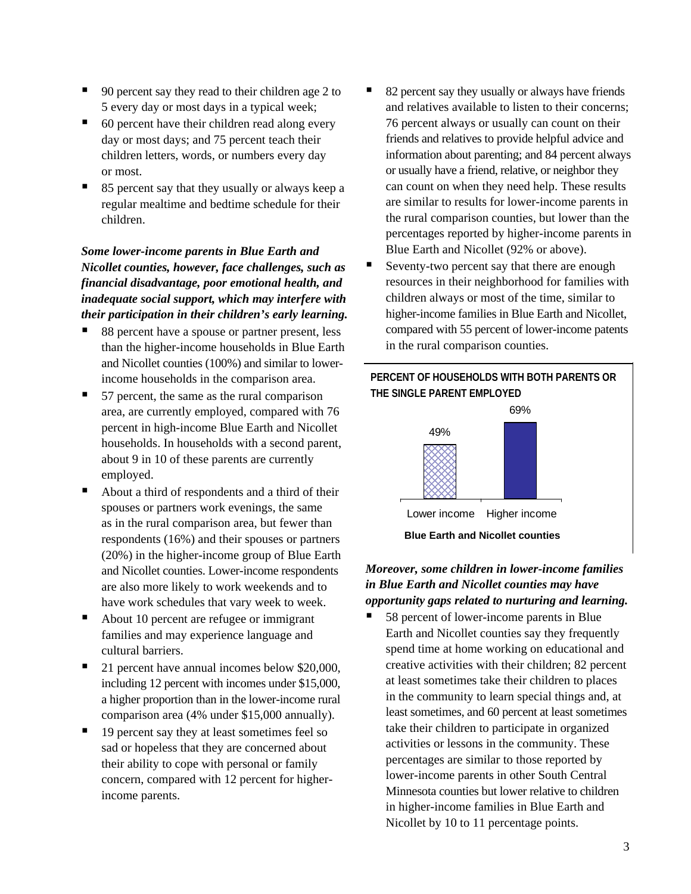- 90 percent say they read to their children age 2 to 5 every day or most days in a typical week;
- 60 percent have their children read along every day or most days; and 75 percent teach their children letters, words, or numbers every day or most.
- 85 percent say that they usually or always keep a regular mealtime and bedtime schedule for their children.

***Some lower-income parents in Blue Earth and Nicollet counties, however, face challenges, such as financial disadvantage, poor emotional health, and inadequate social support, which may interfere with their participation in their children's early learning.***

- 88 percent have a spouse or partner present, less than the higher-income households in Blue Earth and Nicollet counties (100%) and similar to lower-income households in the comparison area.
- 57 percent, the same as the rural comparison area, are currently employed, compared with 76 percent in high-income Blue Earth and Nicollet households. In households with a second parent, about 9 in 10 of these parents are currently employed.
- About a third of respondents and a third of their spouses or partners work evenings, the same as in the rural comparison area, but fewer than respondents (16%) and their spouses or partners (20%) in the higher-income group of Blue Earth and Nicollet counties. Lower-income respondents are also more likely to work weekends and to have work schedules that vary week to week.
- About 10 percent are refugee or immigrant families and may experience language and cultural barriers.
- 21 percent have annual incomes below $20,000, including 12 percent with incomes under $15,000, a higher proportion than in the lower-income rural comparison area (4% under $15,000 annually).
- 19 percent say they at least sometimes feel so sad or hopeless that they are concerned about their ability to cope with personal or family concern, compared with 12 percent for higher-income parents.
- 82 percent say they usually or always have friends and relatives available to listen to their concerns; 76 percent always or usually can count on their friends and relatives to provide helpful advice and information about parenting; and 84 percent always or usually have a friend, relative, or neighbor they can count on when they need help. These results are similar to results for lower-income parents in the rural comparison counties, but lower than the percentages reported by higher-income parents in Blue Earth and Nicollet (92% or above).
- Seventy-two percent say that there are enough resources in their neighborhood for families with children always or most of the time, similar to higher-income families in Blue Earth and Nicollet, compared with 55 percent of lower-income patents in the rural comparison counties.

**PERCENT OF HOUSEHOLDS WITH BOTH PARENTS OR THE SINGLE PARENT EMPLOYED**

| Lower income | Higher income |
|---|---|
| 49% | 69% |

**Blue Earth and Nicollet counties**

***Moreover, some children in lower-income families in Blue Earth and Nicollet counties may have opportunity gaps related to nurturing and learning.***

- 58 percent of lower-income parents in Blue Earth and Nicollet counties say they frequently spend time at home working on educational and creative activities with their children; 82 percent at least sometimes take their children to places in the community to learn special things and, at least sometimes, and 60 percent at least sometimes take their children to participate in organized activities or lessons in the community. These percentages are similar to those reported by lower-income parents in other South Central Minnesota counties but lower relative to children in higher-income families in Blue Earth and Nicollet by 10 to 11 percentage points.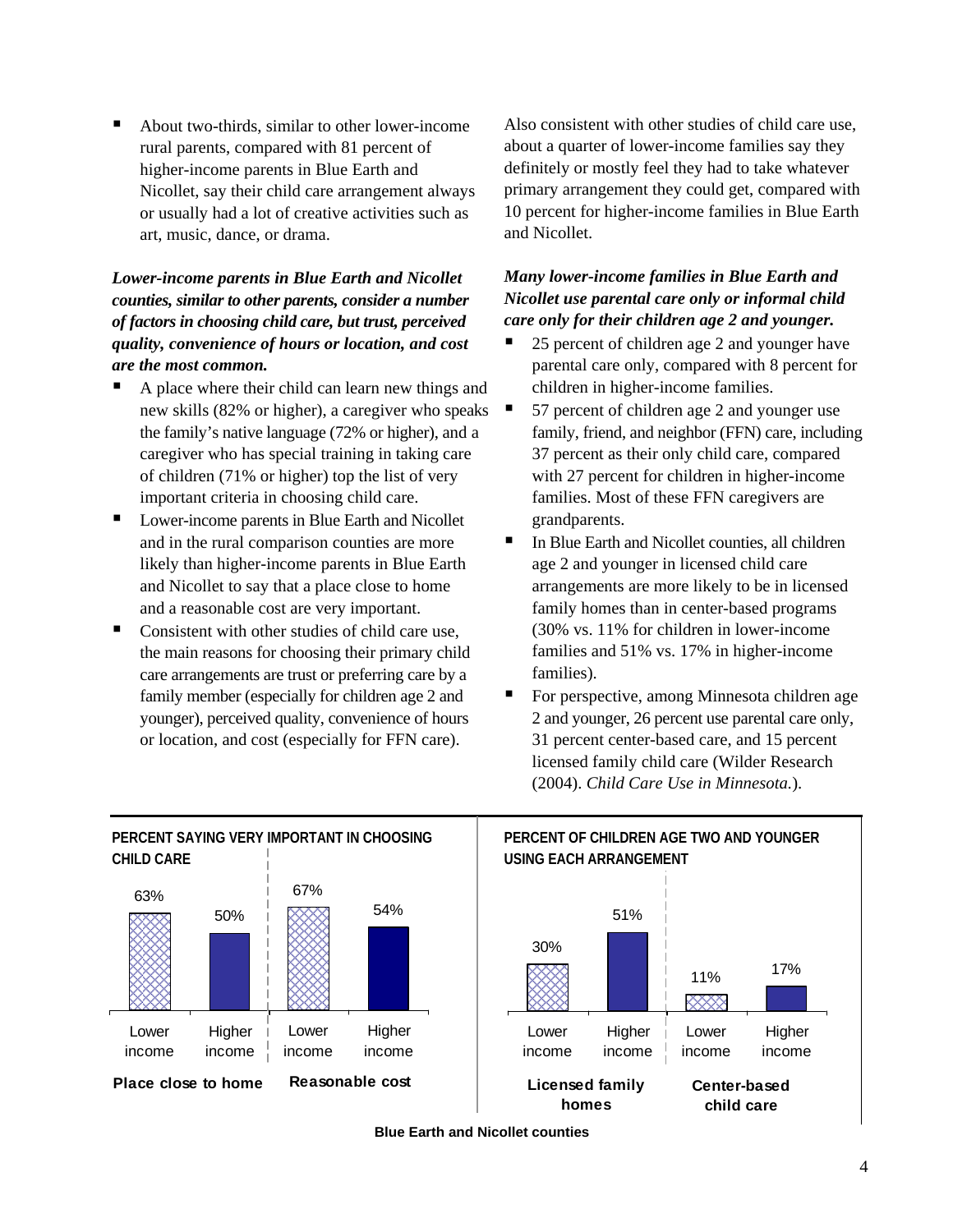- About two-thirds, similar to other lower-income rural parents, compared with 81 percent of higher-income parents in Blue Earth and Nicollet, say their child care arrangement always or usually had a lot of creative activities such as art, music, dance, or drama.

***Lower-income parents in Blue Earth and Nicollet counties, similar to other parents, consider a number of factors in choosing child care, but trust, perceived quality, convenience of hours or location, and cost are the most common.***

- A place where their child can learn new things and new skills (82% or higher), a caregiver who speaks the family's native language (72% or higher), and a caregiver who has special training in taking care of children (71% or higher) top the list of very important criteria in choosing child care.
- Lower-income parents in Blue Earth and Nicollet and in the rural comparison counties are more likely than higher-income parents in Blue Earth and Nicollet to say that a place close to home and a reasonable cost are very important.
- Consistent with other studies of child care use, the main reasons for choosing their primary child care arrangements are trust or preferring care by a family member (especially for children age 2 and younger), perceived quality, convenience of hours or location, and cost (especially for FFN care).

Also consistent with other studies of child care use, about a quarter of lower-income families say they definitely or mostly feel they had to take whatever primary arrangement they could get, compared with 10 percent for higher-income families in Blue Earth and Nicollet.

***Many lower-income families in Blue Earth and Nicollet use parental care only or informal child care only for their children age 2 and younger.***

- 25 percent of children age 2 and younger have parental care only, compared with 8 percent for children in higher-income families.
- 57 percent of children age 2 and younger use family, friend, and neighbor (FFN) care, including 37 percent as their only child care, compared with 27 percent for children in higher-income families. Most of these FFN caregivers are grandparents.
- In Blue Earth and Nicollet counties, all children age 2 and younger in licensed child care arrangements are more likely to be in licensed family homes than in center-based programs (30% vs. 11% for children in lower-income families and 51% vs. 17% in higher-income families).
- For perspective, among Minnesota children age 2 and younger, 26 percent use parental care only, 31 percent center-based care, and 15 percent licensed family child care (Wilder Research (2004). *Child Care Use in Minnesota.*).

**PERCENT SAYING VERY IMPORTANT IN CHOOSING CHILD CARE**

| | Lower income | Higher income |
|---|---|---|
| Place close to home | 63% | 50% |
| Reasonable cost | 67% | 54% |

**PERCENT OF CHILDREN AGE TWO AND YOUNGER USING EACH ARRANGEMENT**

| | Lower income | Higher income |
|---|---|---|
| Licensed family homes | 30% | 51% |
| Center-based child care | 11% | 17% |

**Blue Earth and Nicollet counties**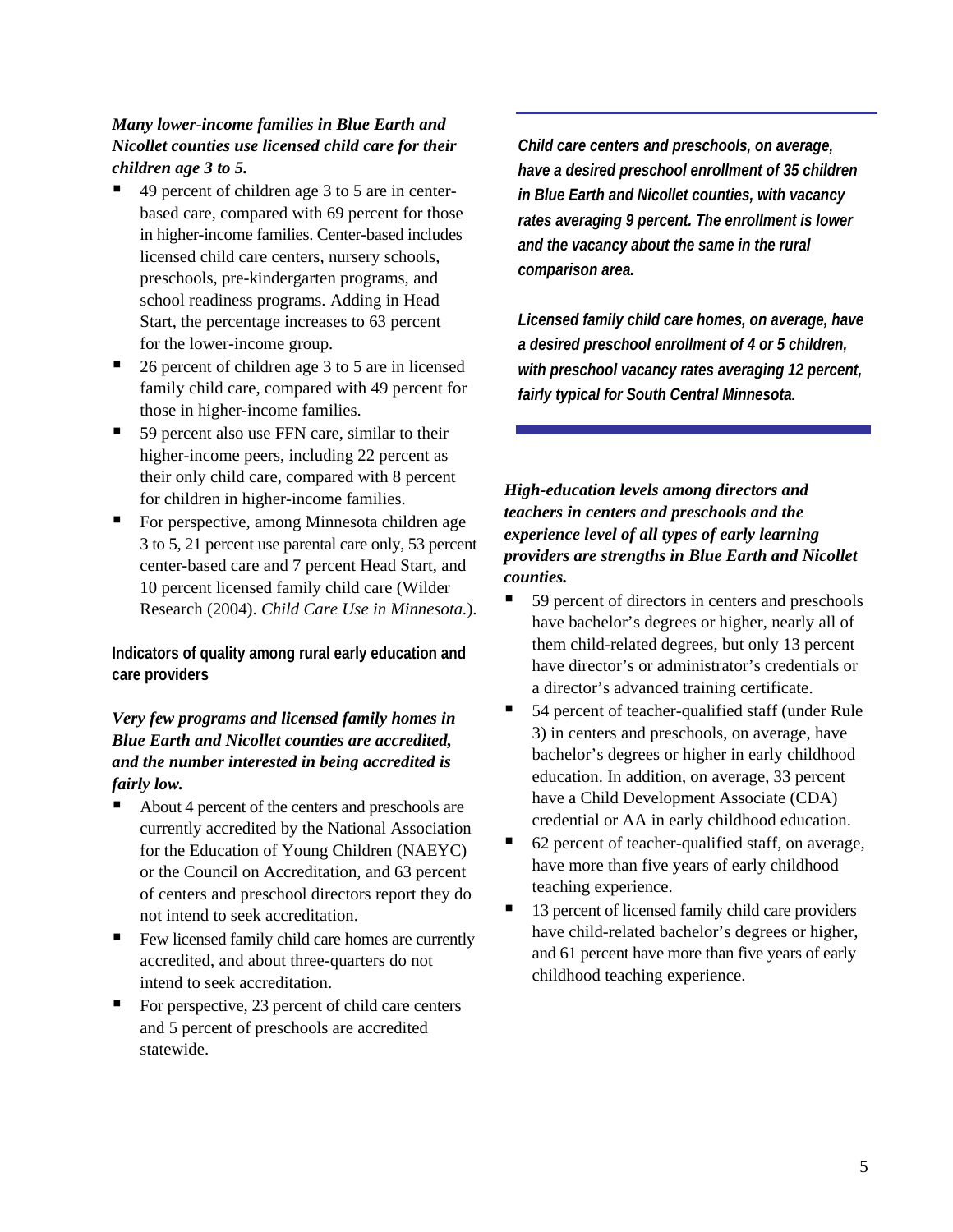***Many lower-income families in Blue Earth and Nicollet counties use licensed child care for their children age 3 to 5.***

- 49 percent of children age 3 to 5 are in center-based care, compared with 69 percent for those in higher-income families. Center-based includes licensed child care centers, nursery schools, preschools, pre-kindergarten programs, and school readiness programs. Adding in Head Start, the percentage increases to 63 percent for the lower-income group.
- 26 percent of children age 3 to 5 are in licensed family child care, compared with 49 percent for those in higher-income families.
- 59 percent also use FFN care, similar to their higher-income peers, including 22 percent as their only child care, compared with 8 percent for children in higher-income families.
- For perspective, among Minnesota children age 3 to 5, 21 percent use parental care only, 53 percent center-based care and 7 percent Head Start, and 10 percent licensed family child care (Wilder Research (2004). *Child Care Use in Minnesota.*).

**Indicators of quality among rural early education and care providers**

***Very few programs and licensed family homes in Blue Earth and Nicollet counties are accredited, and the number interested in being accredited is fairly low.***

- About 4 percent of the centers and preschools are currently accredited by the National Association for the Education of Young Children (NAEYC) or the Council on Accreditation, and 63 percent of centers and preschool directors report they do not intend to seek accreditation.
- Few licensed family child care homes are currently accredited, and about three-quarters do not intend to seek accreditation.
- For perspective, 23 percent of child care centers and 5 percent of preschools are accredited statewide.

***Child care centers and preschools, on average, have a desired preschool enrollment of 35 children in Blue Earth and Nicollet counties, with vacancy rates averaging 9 percent. The enrollment is lower and the vacancy about the same in the rural comparison area.***

***Licensed family child care homes, on average, have a desired preschool enrollment of 4 or 5 children, with preschool vacancy rates averaging 12 percent, fairly typical for South Central Minnesota.***

***High-education levels among directors and teachers in centers and preschools and the experience level of all types of early learning providers are strengths in Blue Earth and Nicollet counties.***

- 59 percent of directors in centers and preschools have bachelor's degrees or higher, nearly all of them child-related degrees, but only 13 percent have director's or administrator's credentials or a director's advanced training certificate.
- 54 percent of teacher-qualified staff (under Rule 3) in centers and preschools, on average, have bachelor's degrees or higher in early childhood education. In addition, on average, 33 percent have a Child Development Associate (CDA) credential or AA in early childhood education.
- 62 percent of teacher-qualified staff, on average, have more than five years of early childhood teaching experience.
- 13 percent of licensed family child care providers have child-related bachelor's degrees or higher, and 61 percent have more than five years of early childhood teaching experience.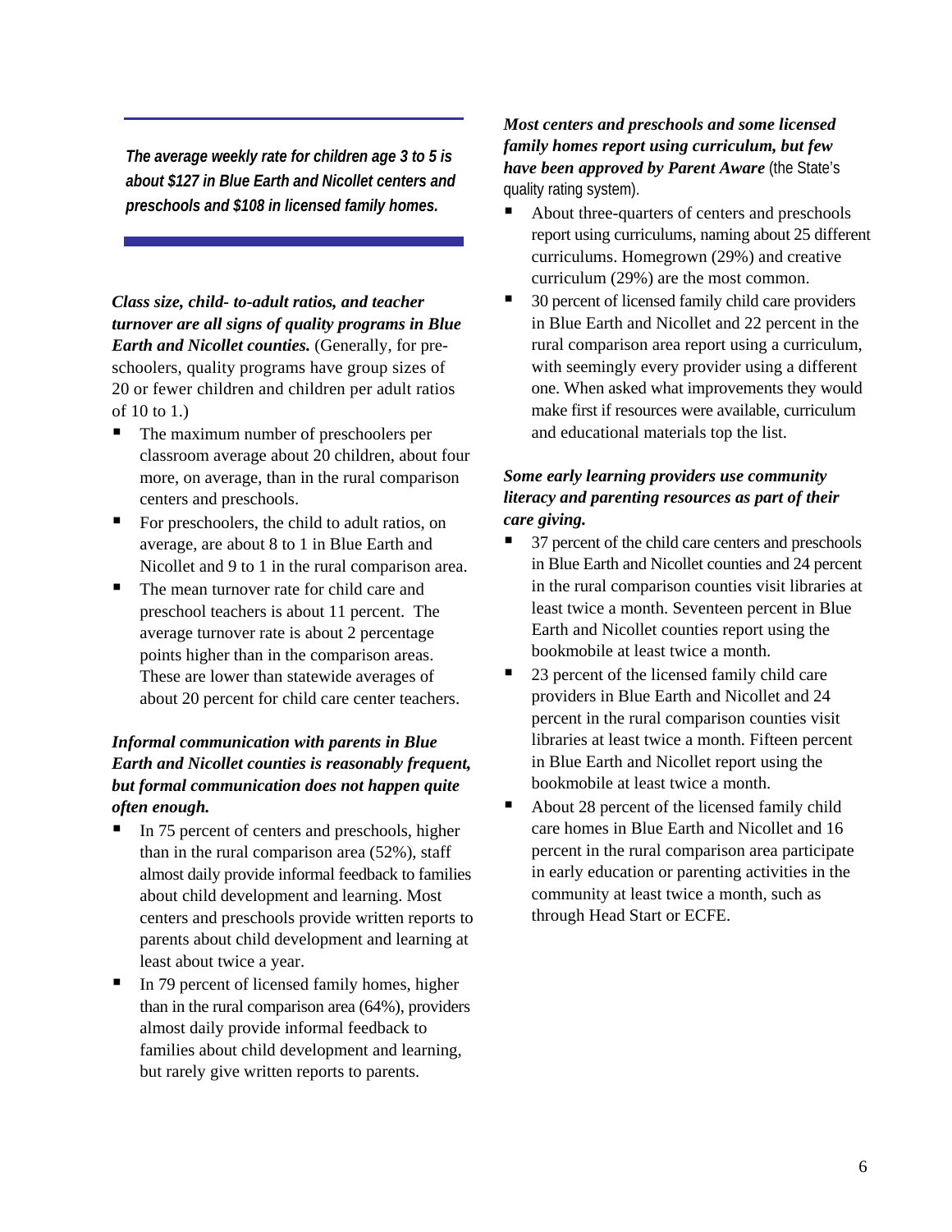***The average weekly rate for children age 3 to 5 is about $127 in Blue Earth and Nicollet centers and preschools and $108 in licensed family homes.***

***Class size, child- to-adult ratios, and teacher turnover are all signs of quality programs in Blue Earth and Nicollet counties.*** (Generally, for pre-schoolers, quality programs have group sizes of 20 or fewer children and children per adult ratios of 10 to 1.)

- The maximum number of preschoolers per classroom average about 20 children, about four more, on average, than in the rural comparison centers and preschools.
- For preschoolers, the child to adult ratios, on average, are about 8 to 1 in Blue Earth and Nicollet and 9 to 1 in the rural comparison area.
- The mean turnover rate for child care and preschool teachers is about 11 percent. The average turnover rate is about 2 percentage points higher than in the comparison areas. These are lower than statewide averages of about 20 percent for child care center teachers.

***Informal communication with parents in Blue Earth and Nicollet counties is reasonably frequent, but formal communication does not happen quite often enough.***

- In 75 percent of centers and preschools, higher than in the rural comparison area (52%), staff almost daily provide informal feedback to families about child development and learning. Most centers and preschools provide written reports to parents about child development and learning at least about twice a year.
- In 79 percent of licensed family homes, higher than in the rural comparison area (64%), providers almost daily provide informal feedback to families about child development and learning, but rarely give written reports to parents.

***Most centers and preschools and some licensed family homes report using curriculum, but few have been approved by Parent Aware*** (the State's quality rating system).

- About three-quarters of centers and preschools report using curriculums, naming about 25 different curriculums. Homegrown (29%) and creative curriculum (29%) are the most common.
- 30 percent of licensed family child care providers in Blue Earth and Nicollet and 22 percent in the rural comparison area report using a curriculum, with seemingly every provider using a different one. When asked what improvements they would make first if resources were available, curriculum and educational materials top the list.

***Some early learning providers use community literacy and parenting resources as part of their care giving.***

- 37 percent of the child care centers and preschools in Blue Earth and Nicollet counties and 24 percent in the rural comparison counties visit libraries at least twice a month. Seventeen percent in Blue Earth and Nicollet counties report using the bookmobile at least twice a month.
- 23 percent of the licensed family child care providers in Blue Earth and Nicollet and 24 percent in the rural comparison counties visit libraries at least twice a month. Fifteen percent in Blue Earth and Nicollet report using the bookmobile at least twice a month.
- About 28 percent of the licensed family child care homes in Blue Earth and Nicollet and 16 percent in the rural comparison area participate in early education or parenting activities in the community at least twice a month, such as through Head Start or ECFE.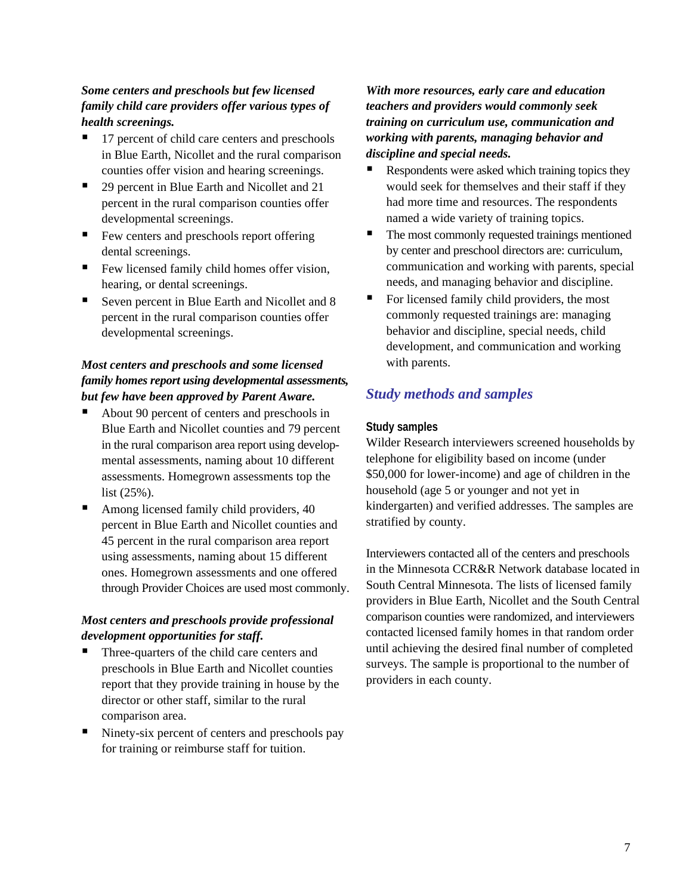***Some centers and preschools but few licensed family child care providers offer various types of health screenings.***

- 17 percent of child care centers and preschools in Blue Earth, Nicollet and the rural comparison counties offer vision and hearing screenings.
- 29 percent in Blue Earth and Nicollet and 21 percent in the rural comparison counties offer developmental screenings.
- Few centers and preschools report offering dental screenings.
- Few licensed family child homes offer vision, hearing, or dental screenings.
- Seven percent in Blue Earth and Nicollet and 8 percent in the rural comparison counties offer developmental screenings.

***Most centers and preschools and some licensed family homes report using developmental assessments, but few have been approved by Parent Aware.***

- About 90 percent of centers and preschools in Blue Earth and Nicollet counties and 79 percent in the rural comparison area report using developmental assessments, naming about 10 different assessments. Homegrown assessments top the list (25%).
- Among licensed family child providers, 40 percent in Blue Earth and Nicollet counties and 45 percent in the rural comparison area report using assessments, naming about 15 different ones. Homegrown assessments and one offered through Provider Choices are used most commonly.

***Most centers and preschools provide professional development opportunities for staff.***

- Three-quarters of the child care centers and preschools in Blue Earth and Nicollet counties report that they provide training in house by the director or other staff, similar to the rural comparison area.
- Ninety-six percent of centers and preschools pay for training or reimburse staff for tuition.

***With more resources, early care and education teachers and providers would commonly seek training on curriculum use, communication and working with parents, managing behavior and discipline and special needs.***

- Respondents were asked which training topics they would seek for themselves and their staff if they had more time and resources. The respondents named a wide variety of training topics.
- The most commonly requested trainings mentioned by center and preschool directors are: curriculum, communication and working with parents, special needs, and managing behavior and discipline.
- For licensed family child providers, the most commonly requested trainings are: managing behavior and discipline, special needs, child development, and communication and working with parents.

## *Study methods and samples*

### Study samples

Wilder Research interviewers screened households by telephone for eligibility based on income (under $50,000 for lower-income) and age of children in the household (age 5 or younger and not yet in kindergarten) and verified addresses. The samples are stratified by county.

Interviewers contacted all of the centers and preschools in the Minnesota CCR&R Network database located in South Central Minnesota. The lists of licensed family providers in Blue Earth, Nicollet and the South Central comparison counties were randomized, and interviewers contacted licensed family homes in that random order until achieving the desired final number of completed surveys. The sample is proportional to the number of providers in each county.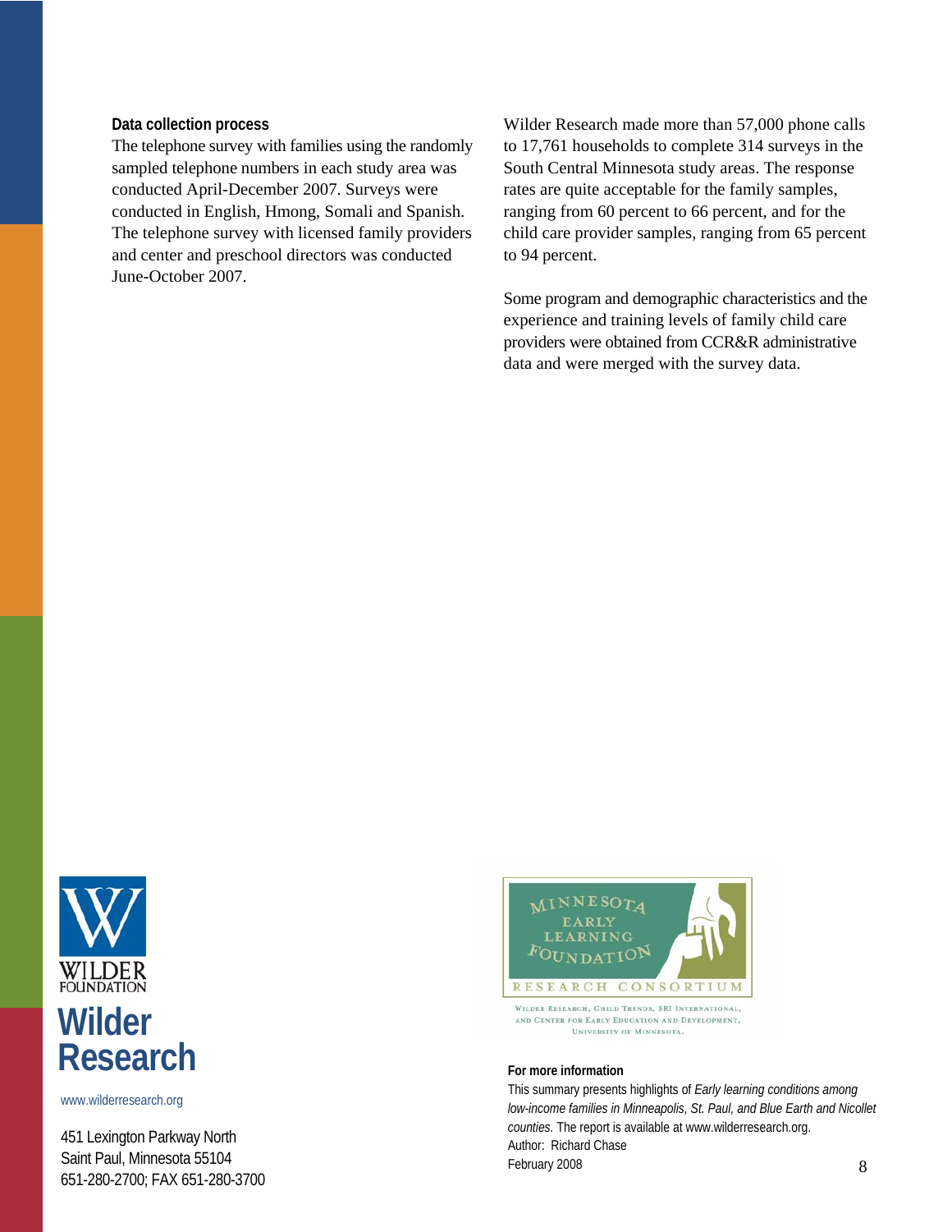### Data collection process

The telephone survey with families using the randomly sampled telephone numbers in each study area was conducted April-December 2007. Surveys were conducted in English, Hmong, Somali and Spanish. The telephone survey with licensed family providers and center and preschool directors was conducted June-October 2007.

Wilder Research made more than 57,000 phone calls to 17,761 households to complete 314 surveys in the South Central Minnesota study areas. The response rates are quite acceptable for the family samples, ranging from 60 percent to 66 percent, and for the child care provider samples, ranging from 65 percent to 94 percent.

Some program and demographic characteristics and the experience and training levels of family child care providers were obtained from CCR&R administrative data and were merged with the survey data.

WILDER FOUNDATION

**Wilder Research**

www.wilderresearch.org

451 Lexington Parkway North
Saint Paul, Minnesota 55104
651-280-2700; FAX 651-280-3700

MINNESOTA EARLY LEARNING FOUNDATION
RESEARCH CONSORTIUM

WILDER RESEARCH, CHILD TRENDS, SRI INTERNATIONAL, AND CENTER FOR EARLY EDUCATION AND DEVELOPMENT, UNIVERSITY OF MINNESOTA.

**For more information**

This summary presents highlights of *Early learning conditions among low-income families in Minneapolis, St. Paul, and Blue Earth and Nicollet counties.* The report is available at www.wilderresearch.org.
Author: Richard Chase
February 2008